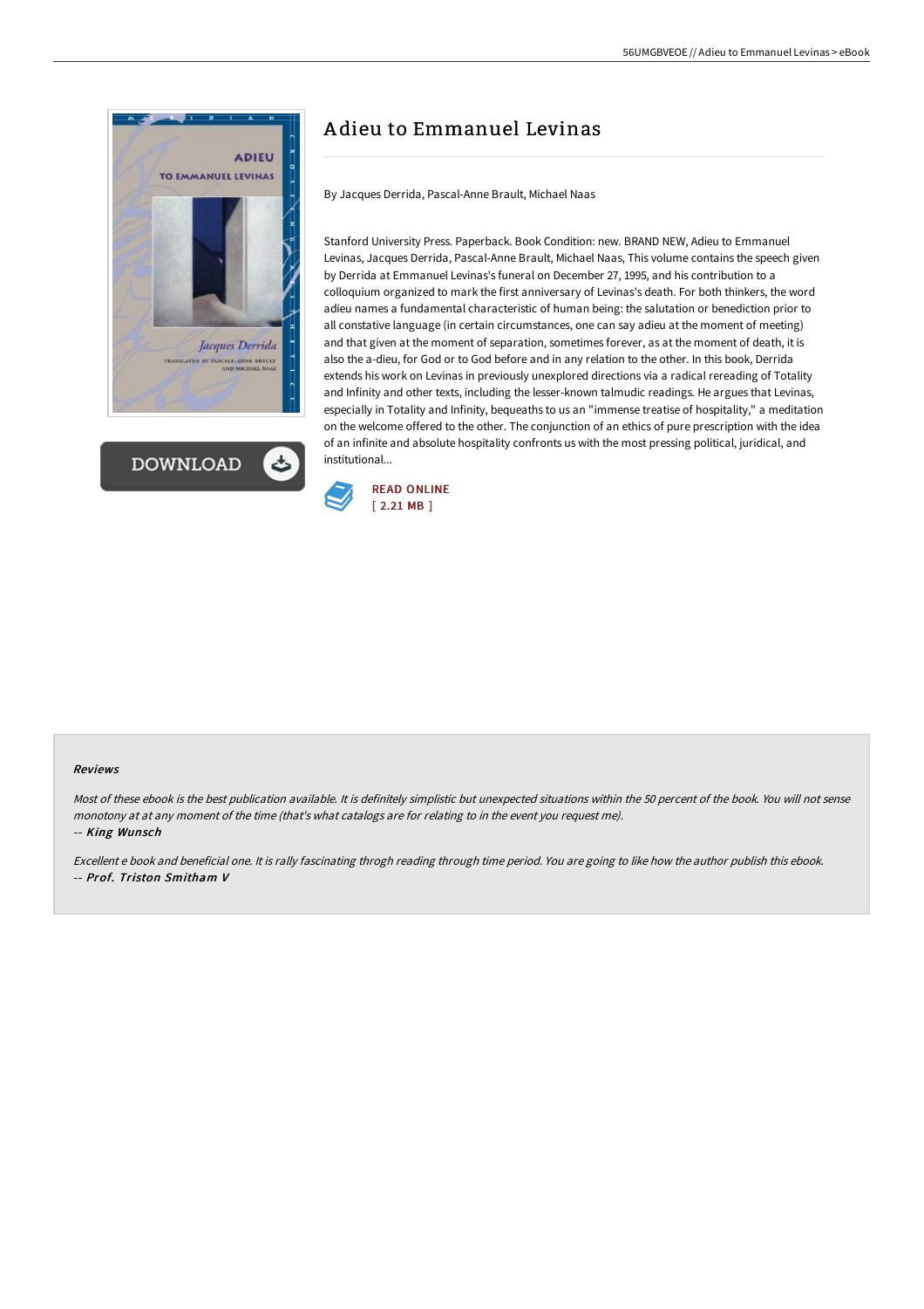# Adieu to Emmanuel Levinas

By Jacques Derrida, Pascal-Anne Brault, Michael Naas

Stanford University Press. Paperback. Book Condition: new. BRAND NEW, Adieu to Emmanuel Levinas, Jacques Derrida, Pascal-Anne Brault, Michael Naas, This volume contains the speech given by Derrida at Emmanuel Levinas's funeral on December 27, 1995, and his contribution to a colloquium organized to mark the first anniversary of Levinas's death. For both thinkers, the word adieu names a fundamental characteristic of human being: the salutation or benediction prior to all constative language (in certain circumstances, one can say adieu at the moment of meeting) and that given at the moment of separation, sometimes forever, as at the moment of death, it is also the a-dieu, for God or to God before and in any relation to the other. In this book, Derrida extends his work on Levinas in previously unexplored directions via a radical rereading of Totality and Infinity and other texts, including the lesser-known talmudic readings. He argues that Levinas, especially in Totality and Infinity, bequeaths to us an "immense treatise of hospitality," a meditation on the welcome offered to the other. The conjunction of an ethics of pure prescription with the idea of an infinite and absolute hospitality confronts us with the most pressing political, juridical, and institutional...

READ ONLINE
[ 2.21 MB ]

#### Reviews

*Most of these ebook is the best publication available. It is definitely simplistic but unexpected situations within the 50 percent of the book. You will not sense monotony at at any moment of the time (that's what catalogs are for relating to in the event you request me).*

*-- King Wunsch*

*Excellent e book and beneficial one. It is rally fascinating throgh reading through time period. You are going to like how the author publish this ebook.*

*-- Prof. Triston Smitham V*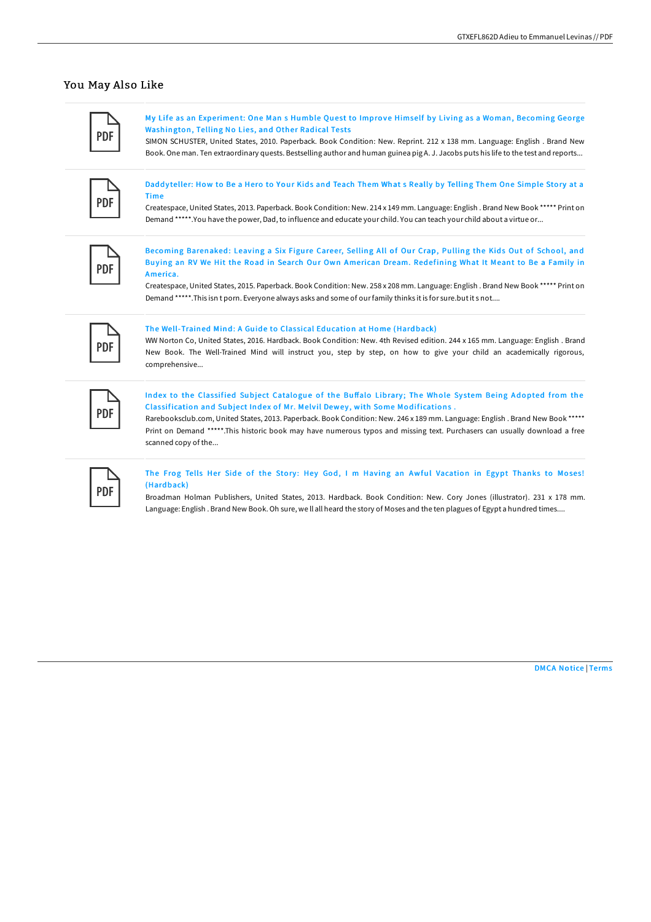## You May Also Like

PDF

My Life as an Experiment: One Man s Humble Quest to Improve Himself by Living as a Woman, Becoming George Washington, Telling No Lies, and Other Radical Tests

SIMON SCHUSTER, United States, 2010. Paperback. Book Condition: New. Reprint. 212 x 138 mm. Language: English . Brand New Book. One man. Ten extraordinary quests. Bestselling author and human guinea pig A. J. Jacobs puts his life to the test and reports...

PDF

Daddyteller: How to Be a Hero to Your Kids and Teach Them What s Really by Telling Them One Simple Story at a Time

Createspace, United States, 2013. Paperback. Book Condition: New. 214 x 149 mm. Language: English . Brand New Book ***** Print on Demand *****.You have the power, Dad, to influence and educate your child. You can teach your child about a virtue or...

PDF

Becoming Barenaked: Leaving a Six Figure Career, Selling All of Our Crap, Pulling the Kids Out of School, and Buying an RV We Hit the Road in Search Our Own American Dream. Redefining What It Meant to Be a Family in America.

Createspace, United States, 2015. Paperback. Book Condition: New. 258 x 208 mm. Language: English . Brand New Book ***** Print on Demand *****.This isn t porn. Everyone always asks and some of our family thinks it is for sure.but it s not....

PDF

The Well-Trained Mind: A Guide to Classical Education at Home (Hardback)

WW Norton Co, United States, 2016. Hardback. Book Condition: New. 4th Revised edition. 244 x 165 mm. Language: English . Brand New Book. The Well-Trained Mind will instruct you, step by step, on how to give your child an academically rigorous, comprehensive...

PDF

Index to the Classified Subject Catalogue of the Buffalo Library; The Whole System Being Adopted from the Classification and Subject Index of Mr. Melvil Dewey, with Some Modifications .

Rarebooksclub.com, United States, 2013. Paperback. Book Condition: New. 246 x 189 mm. Language: English . Brand New Book ***** Print on Demand *****.This historic book may have numerous typos and missing text. Purchasers can usually download a free scanned copy of the...

PDF

The Frog Tells Her Side of the Story: Hey God, I m Having an Awful Vacation in Egypt Thanks to Moses! (Hardback)

Broadman Holman Publishers, United States, 2013. Hardback. Book Condition: New. Cory Jones (illustrator). 231 x 178 mm. Language: English . Brand New Book. Oh sure, we ll all heard the story of Moses and the ten plagues of Egypt a hundred times....

DMCA Notice | Terms